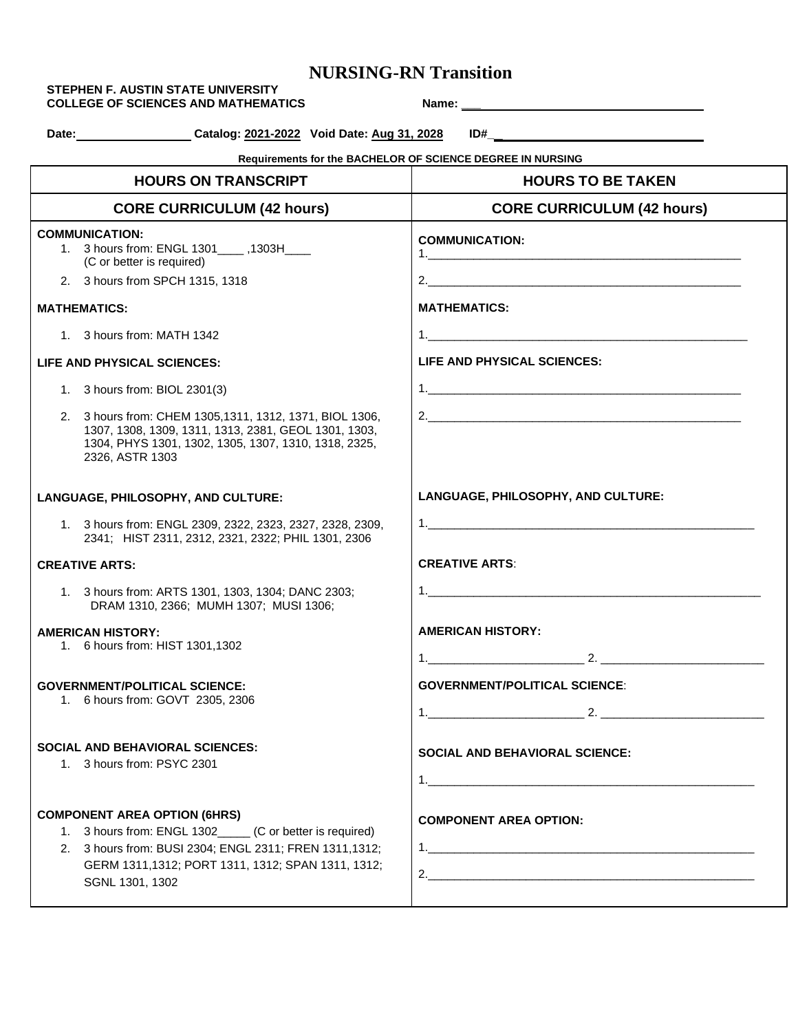# NURSING-RN Transition

**STEPHEN F. AUSTIN STATE UNIVERSITY**
**COLLEGE OF SCIENCES AND MATHEMATICS**

**Name:** ___

**Date:** ________ **Catalog:** 2021-2022 **Void Date:** Aug 31, 2028 **ID#** ___

**Requirements for the BACHELOR OF SCIENCE DEGREE IN NURSING**

| HOURS ON TRANSCRIPT | HOURS TO BE TAKEN |
|---|---|
| **CORE CURRICULUM (42 hours)** | **CORE CURRICULUM (42 hours)** |
| **COMMUNICATION:**<br>1. 3 hours from: ENGL 1301____ ,1303H____ (C or better is required)<br>2. 3 hours from SPCH 1315, 1318 | **COMMUNICATION:**<br>1.____<br>2.____ |
| **MATHEMATICS:**<br>1. 3 hours from: MATH 1342 | **MATHEMATICS:**<br>1.____ |
| **LIFE AND PHYSICAL SCIENCES:**<br>1. 3 hours from: BIOL 2301(3)<br>2. 3 hours from: CHEM 1305,1311, 1312, 1371, BIOL 1306, 1307, 1308, 1309, 1311, 1313, 2381, GEOL 1301, 1303, 1304, PHYS 1301, 1302, 1305, 1307, 1310, 1318, 2325, 2326, ASTR 1303 | **LIFE AND PHYSICAL SCIENCES:**<br>1.____<br>2.____ |
| **LANGUAGE, PHILOSOPHY, AND CULTURE:**<br>1. 3 hours from: ENGL 2309, 2322, 2323, 2327, 2328, 2309, 2341; HIST 2311, 2312, 2321, 2322; PHIL 1301, 2306 | **LANGUAGE, PHILOSOPHY, AND CULTURE:**<br>1.____ |
| **CREATIVE ARTS:**<br>1. 3 hours from: ARTS 1301, 1303, 1304; DANC 2303; DRAM 1310, 2366; MUMH 1307; MUSI 1306; | **CREATIVE ARTS**:<br>1.____ |
| **AMERICAN HISTORY:**<br>1. 6 hours from: HIST 1301,1302 | **AMERICAN HISTORY:**<br>1.____ 2. ____ |
| **GOVERNMENT/POLITICAL SCIENCE:**<br>1. 6 hours from: GOVT 2305, 2306 | **GOVERNMENT/POLITICAL SCIENCE**:<br>1.____ 2. ____ |
| **SOCIAL AND BEHAVIORAL SCIENCES:**<br>1. 3 hours from: PSYC 2301 | **SOCIAL AND BEHAVIORAL SCIENCE:**<br>1.____ |
| **COMPONENT AREA OPTION (6HRS)**<br>1. 3 hours from: ENGL 1302_____ (C or better is required)<br>2. 3 hours from: BUSI 2304; ENGL 2311; FREN 1311,1312; GERM 1311,1312; PORT 1311, 1312; SPAN 1311, 1312; SGNL 1301, 1302 | **COMPONENT AREA OPTION:**<br>1.____<br>2.____ |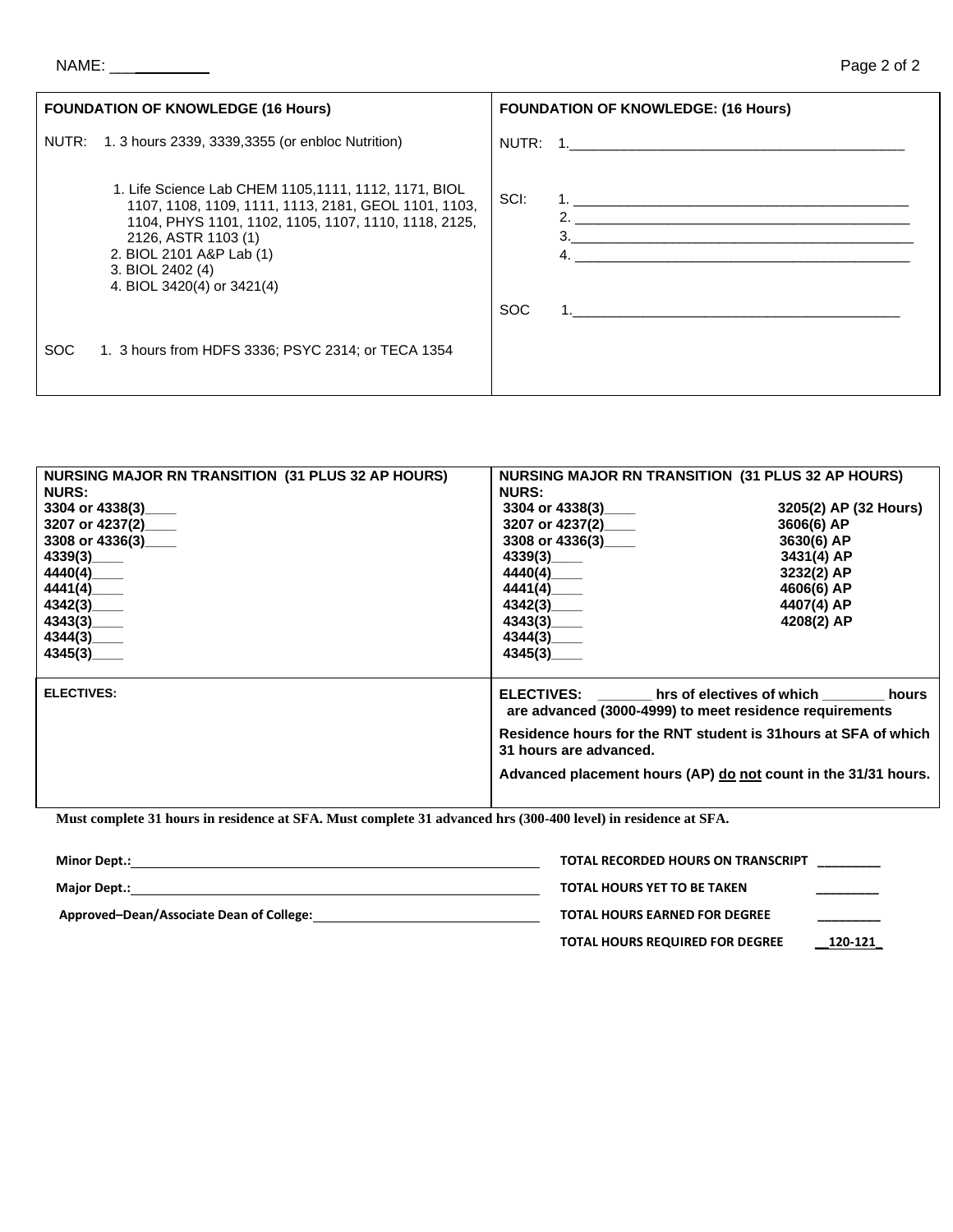NAME: ___________

| FOUNDATION OF KNOWLEDGE (16 Hours) | FOUNDATION OF KNOWLEDGE: (16 Hours) |
|---|---|
| NUTR: 1. 3 hours 2339, 3339,3355 (or enbloc Nutrition) | NUTR: 1.___________________________________________ |
| 1. Life Science Lab CHEM 1105,1111, 1112, 1171, BIOL 1107, 1108, 1109, 1111, 1113, 2181, GEOL 1101, 1103, 1104, PHYS 1101, 1102, 1105, 1107, 1110, 1118, 2125, 2126, ASTR 1103 (1)<br>2. BIOL 2101 A&P Lab (1)<br>3. BIOL 2402 (4)<br>4. BIOL 3420(4) or 3421(4) | SCI: 1. ___________________________________________<br>2. ___________________________________________<br>3.___________________________________________<br>4. ___________________________________________ |
| SOC 1. 3 hours from HDFS 3336; PSYC 2314; or TECA 1354 | SOC 1.___________________________________________ |

| NURSING MAJOR RN TRANSITION (31 PLUS 32 AP HOURS) | NURSING MAJOR RN TRANSITION (31 PLUS 32 AP HOURS) | |
|---|---|---|
| **NURS:** | **NURS:** | |
| **3304 or 4338(3)____** | **3304 or 4338(3)____** | **3205(2) AP (32 Hours)** |
| **3207 or 4237(2)____** | **3207 or 4237(2)____** | **3606(6) AP** |
| **3308 or 4336(3)____** | **3308 or 4336(3)____** | **3630(6) AP** |
| **4339(3)____** | **4339(3)____** | **3431(4) AP** |
| **4440(4)____** | **4440(4)____** | **3232(2) AP** |
| **4441(4)____** | **4441(4)____** | **4606(6) AP** |
| **4342(3)____** | **4342(3)____** | **4407(4) AP** |
| **4343(3)____** | **4343(3)____** | **4208(2) AP** |
| **4344(3)____** | **4344(3)____** | |
| **4345(3)____** | **4345(3)____** | |
| **ELECTIVES:** | **ELECTIVES: _______ hrs of electives of which ________ hours are advanced (3000-4999) to meet residence requirements**<br><br>**Residence hours for the RNT student is 31hours at SFA of which 31 hours are advanced.**<br><br>**Advanced placement hours (AP) <u>do not</u> count in the 31/31 hours.** | |

**Must complete 31 hours in residence at SFA. Must complete 31 advanced hrs (300-400 level) in residence at SFA.**

**Minor Dept.:** ___________________________________

**Major Dept.:** ___________________________________

**Approved–Dean/Associate Dean of College:** ___________________________________

| | |
|---|---|
| **TOTAL RECORDED HOURS ON TRANSCRIPT** | _________ |
| **TOTAL HOURS YET TO BE TAKEN** | _________ |
| **TOTAL HOURS EARNED FOR DEGREE** | _________ |
| **TOTAL HOURS REQUIRED FOR DEGREE** | __120-121_ |